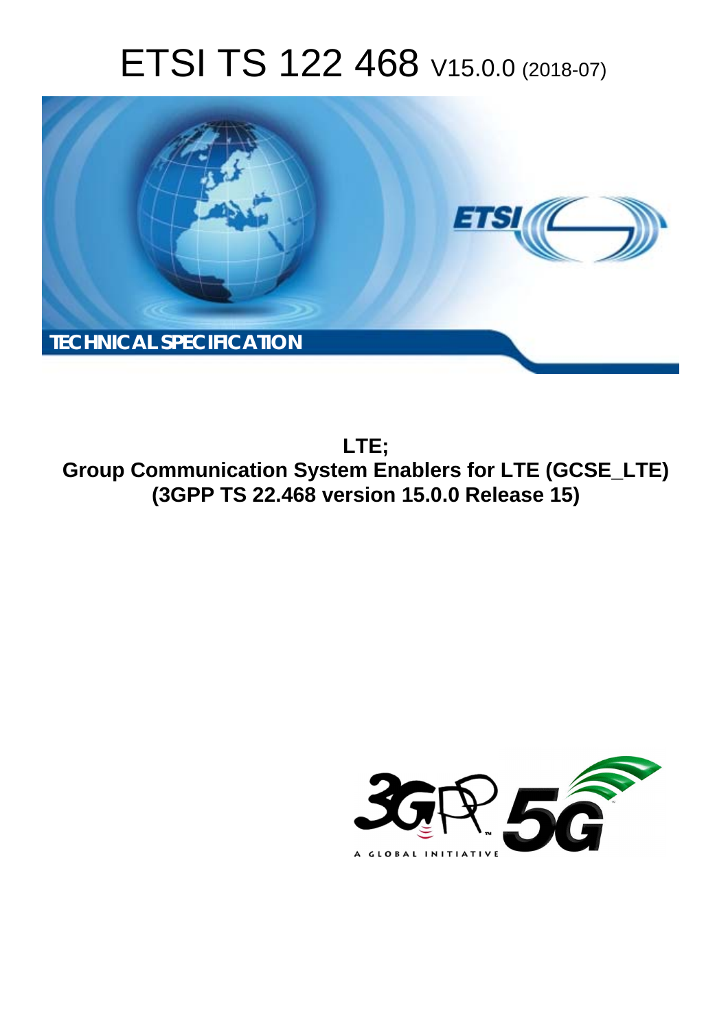# ETSI TS 122 468 V15.0.0 (2018-07)

TECHNICAL SPECIFICATION

**LTE;**
**Group Communication System Enablers for LTE (GCSE_LTE)**
**(3GPP TS 22.468 version 15.0.0 Release 15)**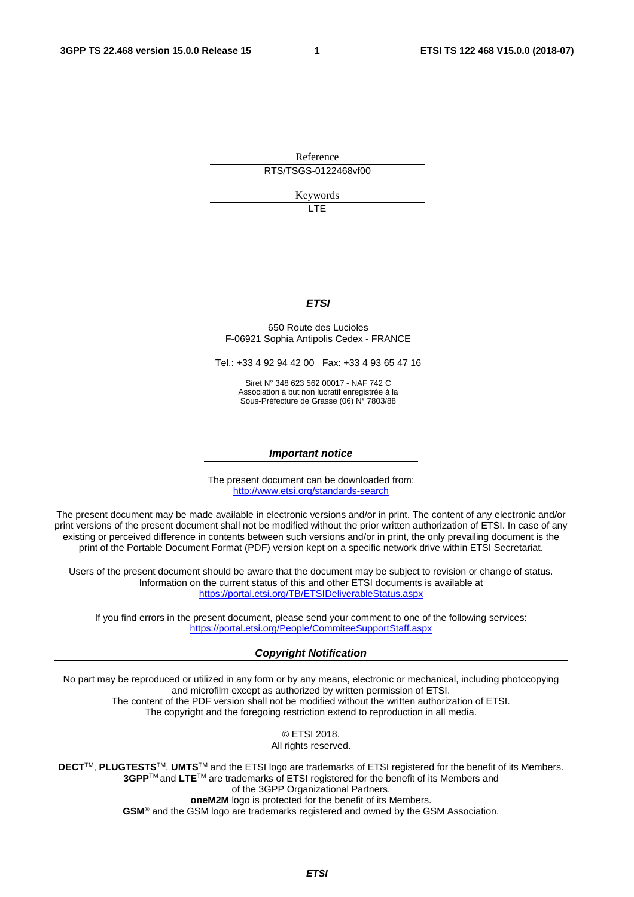Reference

RTS/TSGS-0122468vf00

Keywords

LTE

***ETSI***

650 Route des Lucioles
F-06921 Sophia Antipolis Cedex - FRANCE

Tel.: +33 4 92 94 42 00   Fax: +33 4 93 65 47 16

Siret N° 348 623 562 00017 - NAF 742 C
Association à but non lucratif enregistrée à la
Sous-Préfecture de Grasse (06) N° 7803/88

***Important notice***

The present document can be downloaded from:
http://www.etsi.org/standards-search

The present document may be made available in electronic versions and/or in print. The content of any electronic and/or print versions of the present document shall not be modified without the prior written authorization of ETSI. In case of any existing or perceived difference in contents between such versions and/or in print, the only prevailing document is the print of the Portable Document Format (PDF) version kept on a specific network drive within ETSI Secretariat.

Users of the present document should be aware that the document may be subject to revision or change of status. Information on the current status of this and other ETSI documents is available at
https://portal.etsi.org/TB/ETSIDeliverableStatus.aspx

If you find errors in the present document, please send your comment to one of the following services:
https://portal.etsi.org/People/CommiteeSupportStaff.aspx

***Copyright Notification***

No part may be reproduced or utilized in any form or by any means, electronic or mechanical, including photocopying and microfilm except as authorized by written permission of ETSI.
The content of the PDF version shall not be modified without the written authorization of ETSI.
The copyright and the foregoing restriction extend to reproduction in all media.

© ETSI 2018.
All rights reserved.

**DECT**TM, **PLUGTESTS**TM, **UMTS**TM and the ETSI logo are trademarks of ETSI registered for the benefit of its Members.
**3GPP**TM and **LTE**TM are trademarks of ETSI registered for the benefit of its Members and
of the 3GPP Organizational Partners.
**oneM2M** logo is protected for the benefit of its Members.
**GSM**® and the GSM logo are trademarks registered and owned by the GSM Association.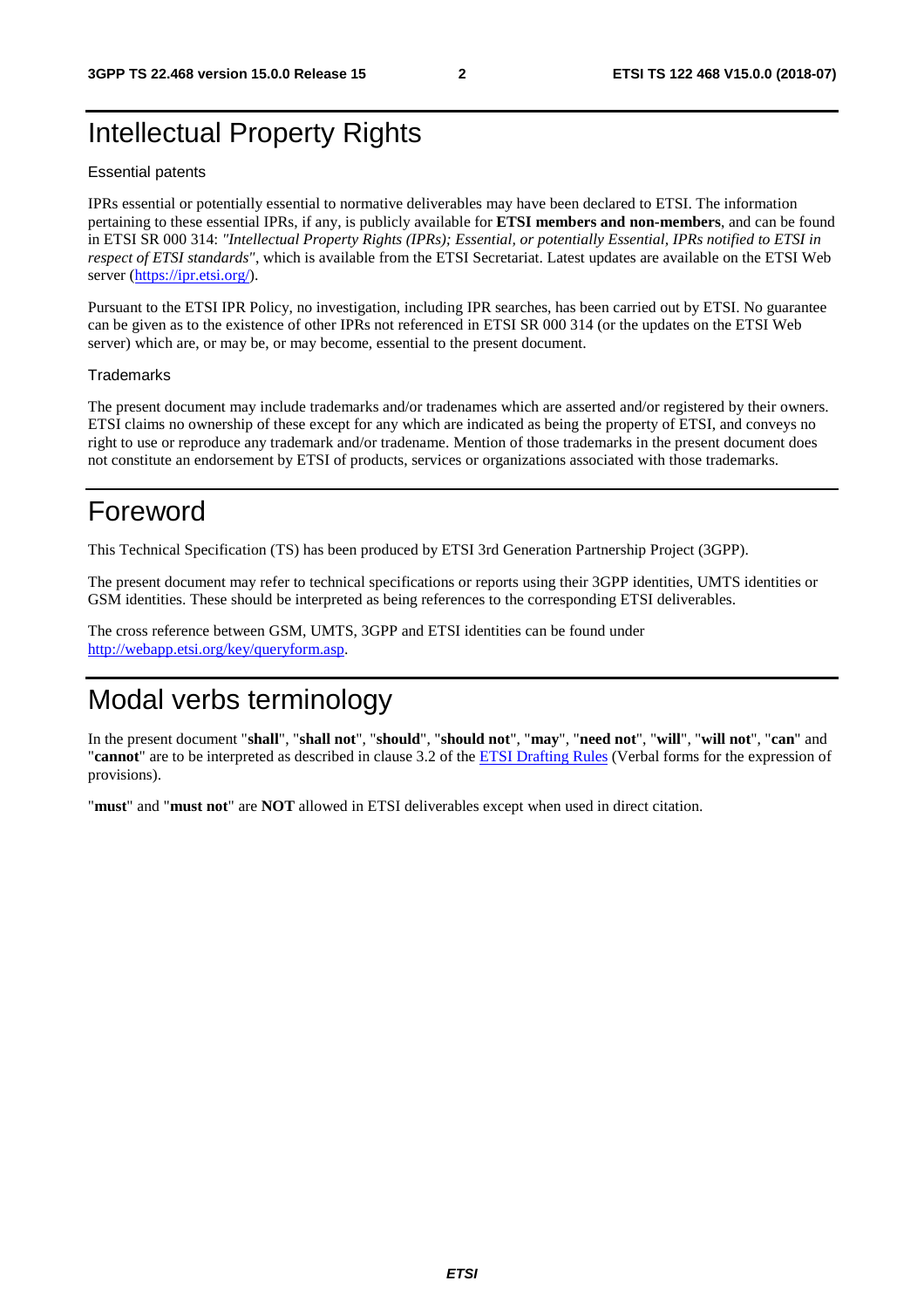# Intellectual Property Rights

Essential patents

IPRs essential or potentially essential to normative deliverables may have been declared to ETSI. The information pertaining to these essential IPRs, if any, is publicly available for **ETSI members and non-members**, and can be found in ETSI SR 000 314: *"Intellectual Property Rights (IPRs); Essential, or potentially Essential, IPRs notified to ETSI in respect of ETSI standards"*, which is available from the ETSI Secretariat. Latest updates are available on the ETSI Web server (https://ipr.etsi.org/).

Pursuant to the ETSI IPR Policy, no investigation, including IPR searches, has been carried out by ETSI. No guarantee can be given as to the existence of other IPRs not referenced in ETSI SR 000 314 (or the updates on the ETSI Web server) which are, or may be, or may become, essential to the present document.

Trademarks

The present document may include trademarks and/or tradenames which are asserted and/or registered by their owners. ETSI claims no ownership of these except for any which are indicated as being the property of ETSI, and conveys no right to use or reproduce any trademark and/or tradename. Mention of those trademarks in the present document does not constitute an endorsement by ETSI of products, services or organizations associated with those trademarks.

# Foreword

This Technical Specification (TS) has been produced by ETSI 3rd Generation Partnership Project (3GPP).

The present document may refer to technical specifications or reports using their 3GPP identities, UMTS identities or GSM identities. These should be interpreted as being references to the corresponding ETSI deliverables.

The cross reference between GSM, UMTS, 3GPP and ETSI identities can be found under http://webapp.etsi.org/key/queryform.asp.

# Modal verbs terminology

In the present document "**shall**", "**shall not**", "**should**", "**should not**", "**may**", "**need not**", "**will**", "**will not**", "**can**" and "**cannot**" are to be interpreted as described in clause 3.2 of the ETSI Drafting Rules (Verbal forms for the expression of provisions).

"**must**" and "**must not**" are **NOT** allowed in ETSI deliverables except when used in direct citation.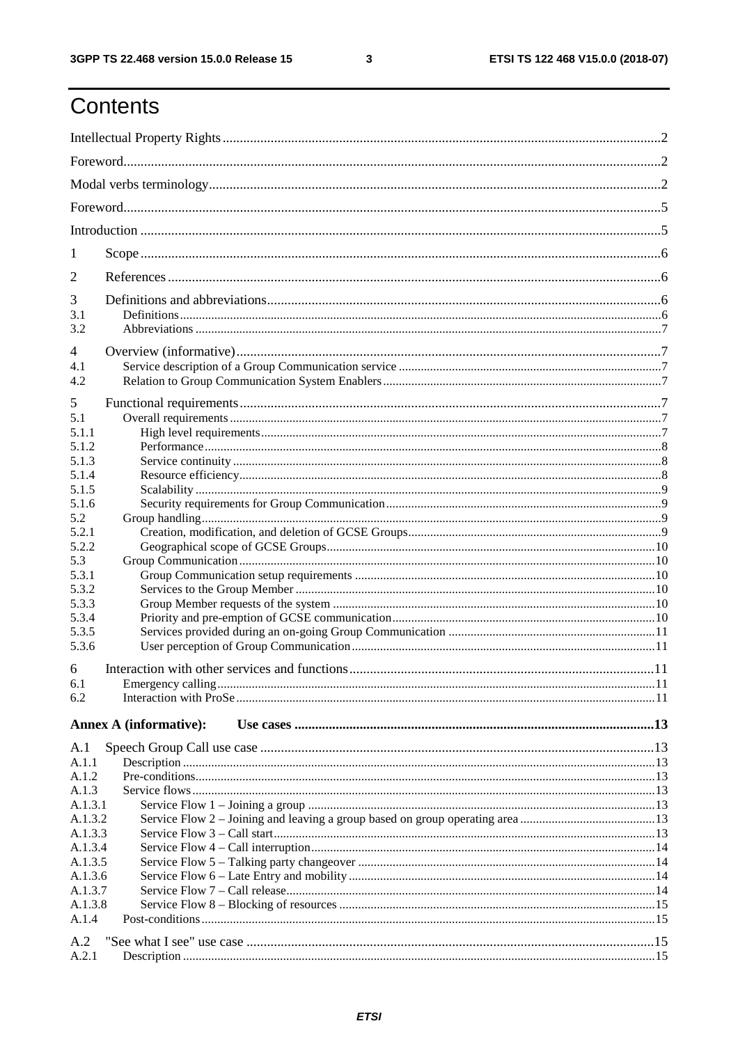# Contents

Intellectual Property Rights ....... 2
Foreword ....... 2
Modal verbs terminology ....... 2
Foreword ....... 5
Introduction ....... 5

1 Scope ....... 6
2 References ....... 6
3 Definitions and abbreviations ....... 6
3.1 Definitions ....... 6
3.2 Abbreviations ....... 7
4 Overview (informative) ....... 7
4.1 Service description of a Group Communication service ....... 7
4.2 Relation to Group Communication System Enablers ....... 7
5 Functional requirements ....... 7
5.1 Overall requirements ....... 7
5.1.1 High level requirements ....... 7
5.1.2 Performance ....... 8
5.1.3 Service continuity ....... 8
5.1.4 Resource efficiency ....... 8
5.1.5 Scalability ....... 9
5.1.6 Security requirements for Group Communication ....... 9
5.2 Group handling ....... 9
5.2.1 Creation, modification, and deletion of GCSE Groups ....... 9
5.2.2 Geographical scope of GCSE Groups ....... 10
5.3 Group Communication ....... 10
5.3.1 Group Communication setup requirements ....... 10
5.3.2 Services to the Group Member ....... 10
5.3.3 Group Member requests of the system ....... 10
5.3.4 Priority and pre-emption of GCSE communication ....... 10
5.3.5 Services provided during an on-going Group Communication ....... 11
5.3.6 User perception of Group Communication ....... 11
6 Interaction with other services and functions ....... 11
6.1 Emergency calling ....... 11
6.2 Interaction with ProSe ....... 11

**Annex A (informative): Use cases ....... 13**

A.1 Speech Group Call use case ....... 13
A.1.1 Description ....... 13
A.1.2 Pre-conditions ....... 13
A.1.3 Service flows ....... 13
A.1.3.1 Service Flow 1 – Joining a group ....... 13
A.1.3.2 Service Flow 2 – Joining and leaving a group based on group operating area ....... 13
A.1.3.3 Service Flow 3 – Call start ....... 13
A.1.3.4 Service Flow 4 – Call interruption ....... 14
A.1.3.5 Service Flow 5 – Talking party changeover ....... 14
A.1.3.6 Service Flow 6 – Late Entry and mobility ....... 14
A.1.3.7 Service Flow 7 – Call release ....... 14
A.1.3.8 Service Flow 8 – Blocking of resources ....... 15
A.1.4 Post-conditions ....... 15
A.2 "See what I see" use case ....... 15
A.2.1 Description ....... 15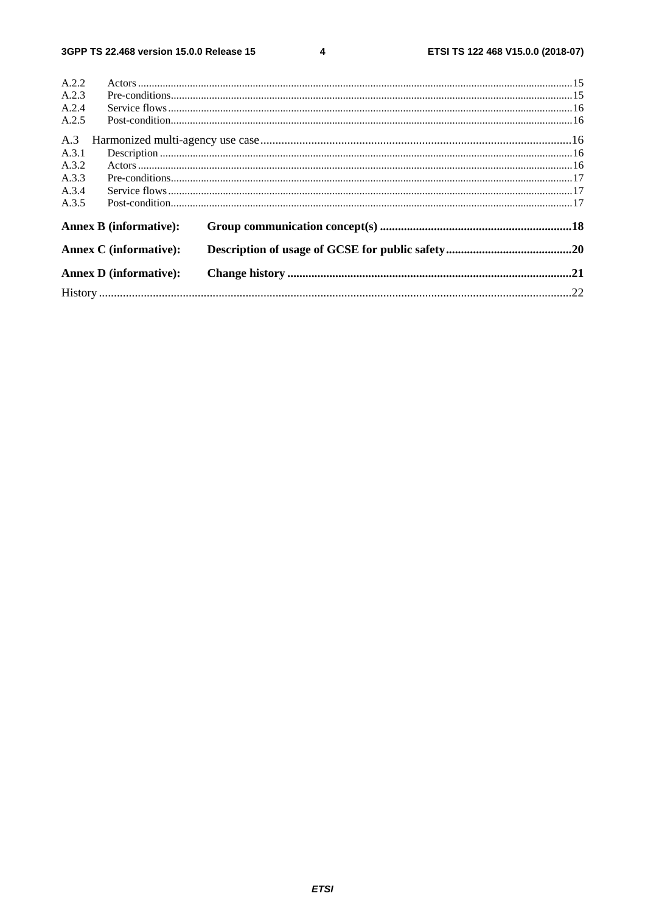A.2.2 Actors ..... 15
A.2.3 Pre-conditions ..... 15
A.2.4 Service flows ..... 16
A.2.5 Post-condition ..... 16

A.3 Harmonized multi-agency use case ..... 16
A.3.1 Description ..... 16
A.3.2 Actors ..... 16
A.3.3 Pre-conditions ..... 17
A.3.4 Service flows ..... 17
A.3.5 Post-condition ..... 17

**Annex B (informative): Group communication concept(s) ..... 18**

**Annex C (informative): Description of usage of GCSE for public safety ..... 20**

**Annex D (informative): Change history ..... 21**

History ..... 22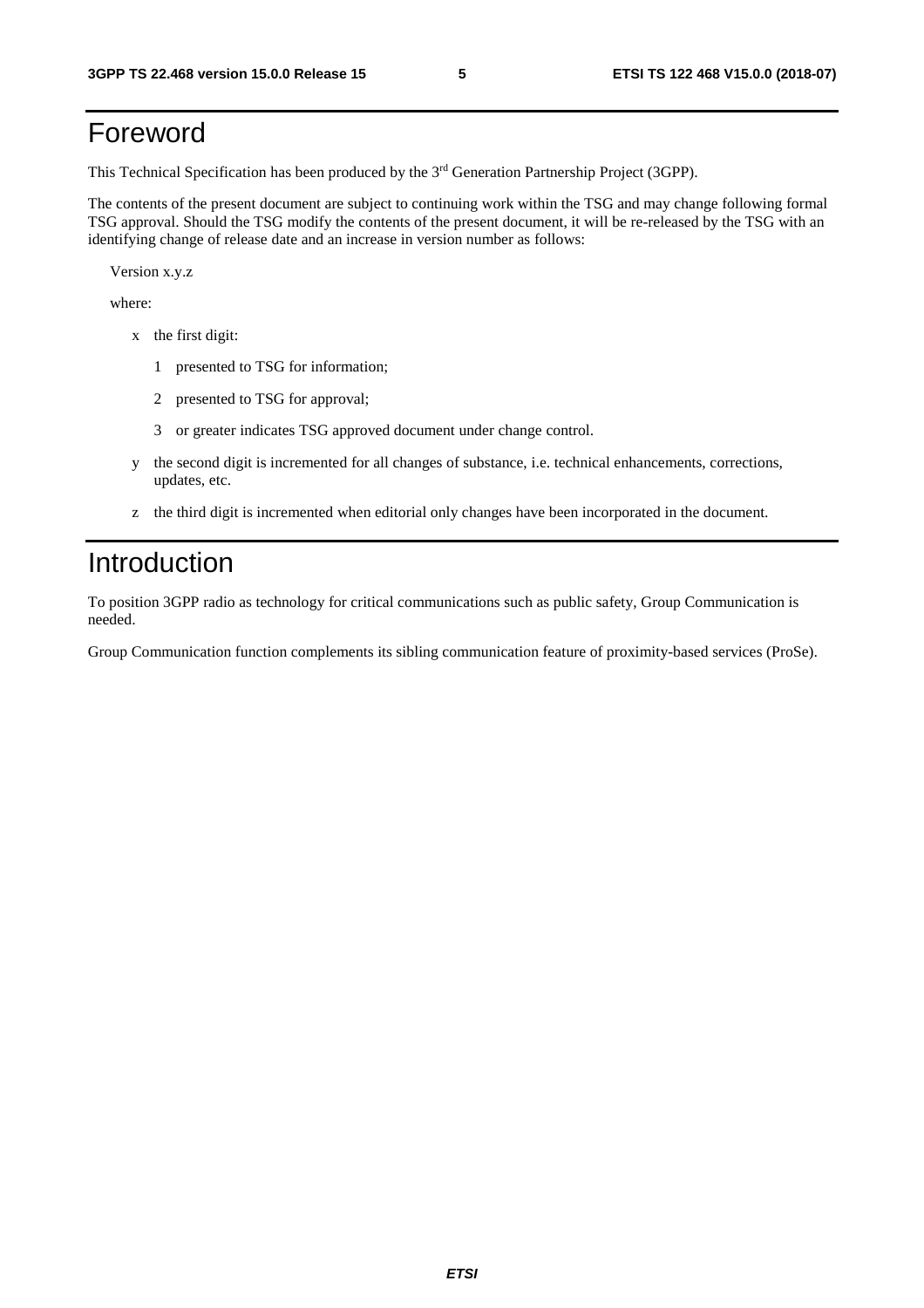# Foreword

This Technical Specification has been produced by the 3rd Generation Partnership Project (3GPP).

The contents of the present document are subject to continuing work within the TSG and may change following formal TSG approval. Should the TSG modify the contents of the present document, it will be re-released by the TSG with an identifying change of release date and an increase in version number as follows:

Version x.y.z

where:

- x the first digit:
  - 1 presented to TSG for information;
  - 2 presented to TSG for approval;
  - 3 or greater indicates TSG approved document under change control.
- y the second digit is incremented for all changes of substance, i.e. technical enhancements, corrections, updates, etc.
- z the third digit is incremented when editorial only changes have been incorporated in the document.

# Introduction

To position 3GPP radio as technology for critical communications such as public safety, Group Communication is needed.

Group Communication function complements its sibling communication feature of proximity-based services (ProSe).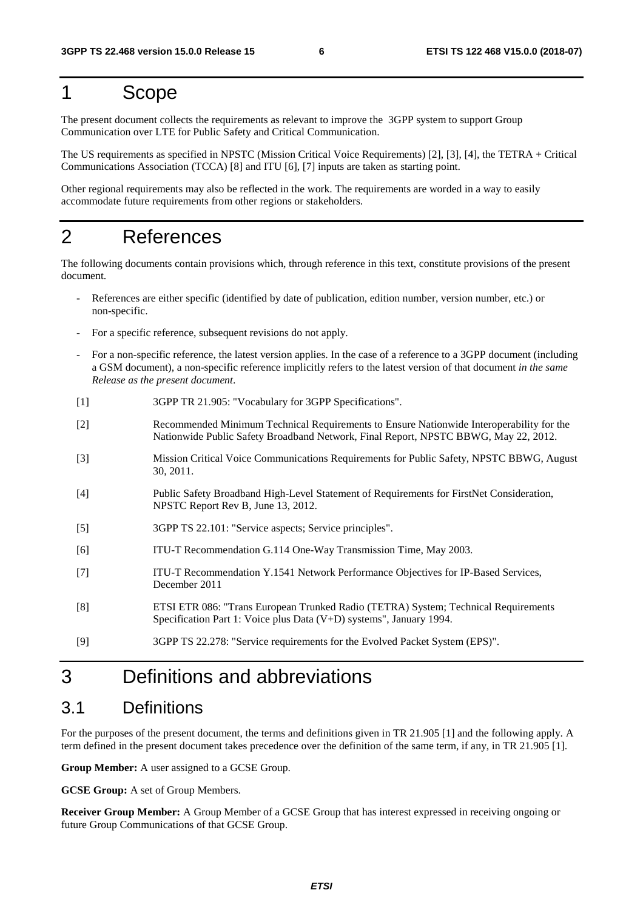# 1 Scope

The present document collects the requirements as relevant to improve the 3GPP system to support Group Communication over LTE for Public Safety and Critical Communication.

The US requirements as specified in NPSTC (Mission Critical Voice Requirements) [2], [3], [4], the TETRA + Critical Communications Association (TCCA) [8] and ITU [6], [7] inputs are taken as starting point.

Other regional requirements may also be reflected in the work. The requirements are worded in a way to easily accommodate future requirements from other regions or stakeholders.

# 2 References

The following documents contain provisions which, through reference in this text, constitute provisions of the present document.

- References are either specific (identified by date of publication, edition number, version number, etc.) or non-specific.
- For a specific reference, subsequent revisions do not apply.
- For a non-specific reference, the latest version applies. In the case of a reference to a 3GPP document (including a GSM document), a non-specific reference implicitly refers to the latest version of that document *in the same Release as the present document*.

[1] 3GPP TR 21.905: "Vocabulary for 3GPP Specifications".

[2] Recommended Minimum Technical Requirements to Ensure Nationwide Interoperability for the Nationwide Public Safety Broadband Network, Final Report, NPSTC BBWG, May 22, 2012.

[3] Mission Critical Voice Communications Requirements for Public Safety, NPSTC BBWG, August 30, 2011.

[4] Public Safety Broadband High-Level Statement of Requirements for FirstNet Consideration, NPSTC Report Rev B, June 13, 2012.

[5] 3GPP TS 22.101: "Service aspects; Service principles".

[6] ITU-T Recommendation G.114 One-Way Transmission Time, May 2003.

[7] ITU-T Recommendation Y.1541 Network Performance Objectives for IP-Based Services, December 2011

[8] ETSI ETR 086: "Trans European Trunked Radio (TETRA) System; Technical Requirements Specification Part 1: Voice plus Data (V+D) systems", January 1994.

[9] 3GPP TS 22.278: "Service requirements for the Evolved Packet System (EPS)".

# 3 Definitions and abbreviations

## 3.1 Definitions

For the purposes of the present document, the terms and definitions given in TR 21.905 [1] and the following apply. A term defined in the present document takes precedence over the definition of the same term, if any, in TR 21.905 [1].

**Group Member:** A user assigned to a GCSE Group.

**GCSE Group:** A set of Group Members.

**Receiver Group Member:** A Group Member of a GCSE Group that has interest expressed in receiving ongoing or future Group Communications of that GCSE Group.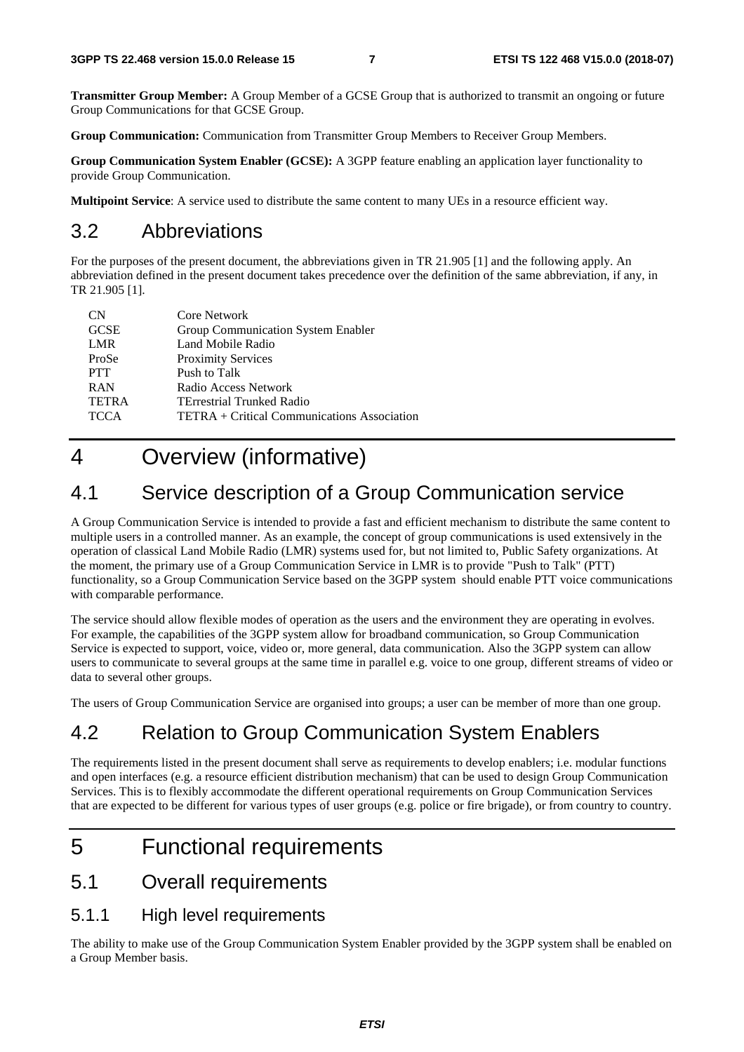**Transmitter Group Member:** A Group Member of a GCSE Group that is authorized to transmit an ongoing or future Group Communications for that GCSE Group.

**Group Communication:** Communication from Transmitter Group Members to Receiver Group Members.

**Group Communication System Enabler (GCSE):** A 3GPP feature enabling an application layer functionality to provide Group Communication.

**Multipoint Service**: A service used to distribute the same content to many UEs in a resource efficient way.

## 3.2 Abbreviations

For the purposes of the present document, the abbreviations given in TR 21.905 [1] and the following apply. An abbreviation defined in the present document takes precedence over the definition of the same abbreviation, if any, in TR 21.905 [1].

| | |
|---|---|
| CN | Core Network |
| GCSE | Group Communication System Enabler |
| LMR | Land Mobile Radio |
| ProSe | Proximity Services |
| PTT | Push to Talk |
| RAN | Radio Access Network |
| TETRA | TErrestrial Trunked Radio |
| TCCA | TETRA + Critical Communications Association |

# 4 Overview (informative)

## 4.1 Service description of a Group Communication service

A Group Communication Service is intended to provide a fast and efficient mechanism to distribute the same content to multiple users in a controlled manner. As an example, the concept of group communications is used extensively in the operation of classical Land Mobile Radio (LMR) systems used for, but not limited to, Public Safety organizations. At the moment, the primary use of a Group Communication Service in LMR is to provide "Push to Talk" (PTT) functionality, so a Group Communication Service based on the 3GPP system should enable PTT voice communications with comparable performance.

The service should allow flexible modes of operation as the users and the environment they are operating in evolves. For example, the capabilities of the 3GPP system allow for broadband communication, so Group Communication Service is expected to support, voice, video or, more general, data communication. Also the 3GPP system can allow users to communicate to several groups at the same time in parallel e.g. voice to one group, different streams of video or data to several other groups.

The users of Group Communication Service are organised into groups; a user can be member of more than one group.

## 4.2 Relation to Group Communication System Enablers

The requirements listed in the present document shall serve as requirements to develop enablers; i.e. modular functions and open interfaces (e.g. a resource efficient distribution mechanism) that can be used to design Group Communication Services. This is to flexibly accommodate the different operational requirements on Group Communication Services that are expected to be different for various types of user groups (e.g. police or fire brigade), or from country to country.

# 5 Functional requirements

## 5.1 Overall requirements

### 5.1.1 High level requirements

The ability to make use of the Group Communication System Enabler provided by the 3GPP system shall be enabled on a Group Member basis.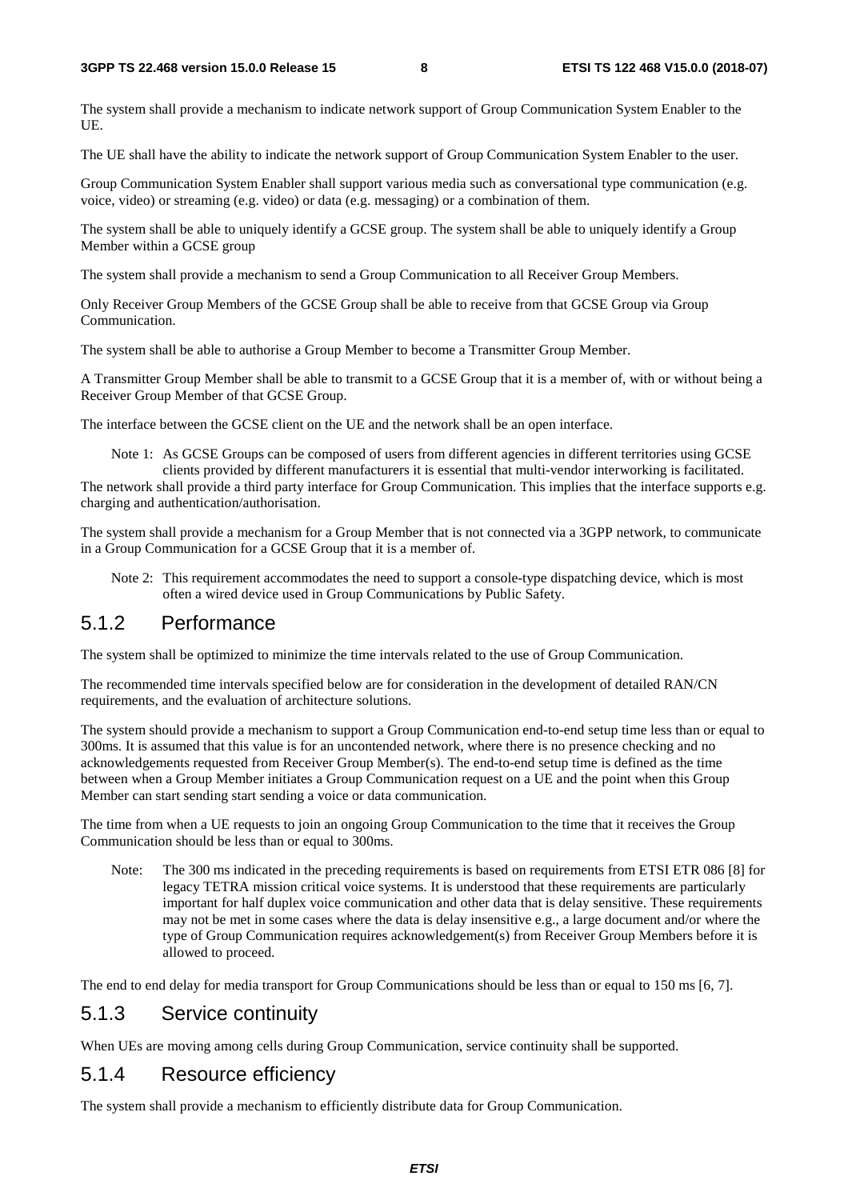The system shall provide a mechanism to indicate network support of Group Communication System Enabler to the UE.

The UE shall have the ability to indicate the network support of Group Communication System Enabler to the user.

Group Communication System Enabler shall support various media such as conversational type communication (e.g. voice, video) or streaming (e.g. video) or data (e.g. messaging) or a combination of them.

The system shall be able to uniquely identify a GCSE group. The system shall be able to uniquely identify a Group Member within a GCSE group

The system shall provide a mechanism to send a Group Communication to all Receiver Group Members.

Only Receiver Group Members of the GCSE Group shall be able to receive from that GCSE Group via Group Communication.

The system shall be able to authorise a Group Member to become a Transmitter Group Member.

A Transmitter Group Member shall be able to transmit to a GCSE Group that it is a member of, with or without being a Receiver Group Member of that GCSE Group.

The interface between the GCSE client on the UE and the network shall be an open interface.

Note 1: As GCSE Groups can be composed of users from different agencies in different territories using GCSE clients provided by different manufacturers it is essential that multi-vendor interworking is facilitated.

The network shall provide a third party interface for Group Communication. This implies that the interface supports e.g. charging and authentication/authorisation.

The system shall provide a mechanism for a Group Member that is not connected via a 3GPP network, to communicate in a Group Communication for a GCSE Group that it is a member of.

Note 2: This requirement accommodates the need to support a console-type dispatching device, which is most often a wired device used in Group Communications by Public Safety.

### 5.1.2 Performance

The system shall be optimized to minimize the time intervals related to the use of Group Communication.

The recommended time intervals specified below are for consideration in the development of detailed RAN/CN requirements, and the evaluation of architecture solutions.

The system should provide a mechanism to support a Group Communication end-to-end setup time less than or equal to 300ms. It is assumed that this value is for an uncontended network, where there is no presence checking and no acknowledgements requested from Receiver Group Member(s). The end-to-end setup time is defined as the time between when a Group Member initiates a Group Communication request on a UE and the point when this Group Member can start sending start sending a voice or data communication.

The time from when a UE requests to join an ongoing Group Communication to the time that it receives the Group Communication should be less than or equal to 300ms.

Note: The 300 ms indicated in the preceding requirements is based on requirements from ETSI ETR 086 [8] for legacy TETRA mission critical voice systems. It is understood that these requirements are particularly important for half duplex voice communication and other data that is delay sensitive. These requirements may not be met in some cases where the data is delay insensitive e.g., a large document and/or where the type of Group Communication requires acknowledgement(s) from Receiver Group Members before it is allowed to proceed.

The end to end delay for media transport for Group Communications should be less than or equal to 150 ms [6, 7].

### 5.1.3 Service continuity

When UEs are moving among cells during Group Communication, service continuity shall be supported.

### 5.1.4 Resource efficiency

The system shall provide a mechanism to efficiently distribute data for Group Communication.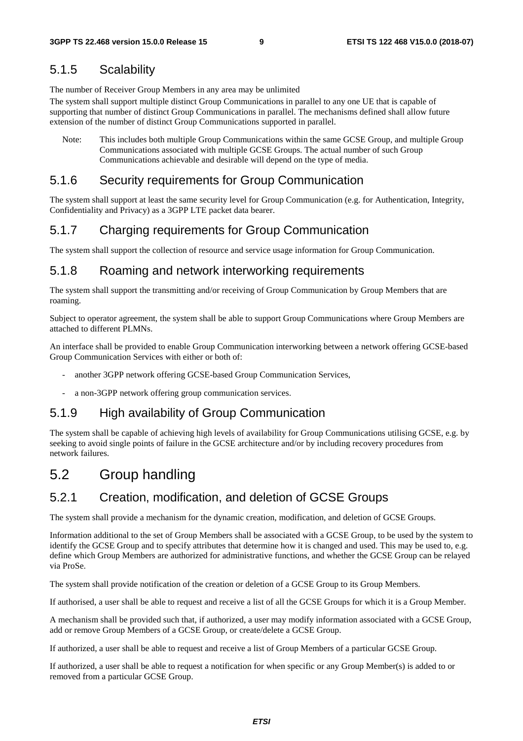### 5.1.5 Scalability

The number of Receiver Group Members in any area may be unlimited

The system shall support multiple distinct Group Communications in parallel to any one UE that is capable of supporting that number of distinct Group Communications in parallel. The mechanisms defined shall allow future extension of the number of distinct Group Communications supported in parallel.

Note: This includes both multiple Group Communications within the same GCSE Group, and multiple Group Communications associated with multiple GCSE Groups. The actual number of such Group Communications achievable and desirable will depend on the type of media.

### 5.1.6 Security requirements for Group Communication

The system shall support at least the same security level for Group Communication (e.g. for Authentication, Integrity, Confidentiality and Privacy) as a 3GPP LTE packet data bearer.

### 5.1.7 Charging requirements for Group Communication

The system shall support the collection of resource and service usage information for Group Communication.

### 5.1.8 Roaming and network interworking requirements

The system shall support the transmitting and/or receiving of Group Communication by Group Members that are roaming.

Subject to operator agreement, the system shall be able to support Group Communications where Group Members are attached to different PLMNs.

An interface shall be provided to enable Group Communication interworking between a network offering GCSE-based Group Communication Services with either or both of:

- another 3GPP network offering GCSE-based Group Communication Services,
- a non-3GPP network offering group communication services.

### 5.1.9 High availability of Group Communication

The system shall be capable of achieving high levels of availability for Group Communications utilising GCSE, e.g. by seeking to avoid single points of failure in the GCSE architecture and/or by including recovery procedures from network failures.

## 5.2 Group handling

### 5.2.1 Creation, modification, and deletion of GCSE Groups

The system shall provide a mechanism for the dynamic creation, modification, and deletion of GCSE Groups.

Information additional to the set of Group Members shall be associated with a GCSE Group, to be used by the system to identify the GCSE Group and to specify attributes that determine how it is changed and used. This may be used to, e.g. define which Group Members are authorized for administrative functions, and whether the GCSE Group can be relayed via ProSe.

The system shall provide notification of the creation or deletion of a GCSE Group to its Group Members.

If authorised, a user shall be able to request and receive a list of all the GCSE Groups for which it is a Group Member.

A mechanism shall be provided such that, if authorized, a user may modify information associated with a GCSE Group, add or remove Group Members of a GCSE Group, or create/delete a GCSE Group.

If authorized, a user shall be able to request and receive a list of Group Members of a particular GCSE Group.

If authorized, a user shall be able to request a notification for when specific or any Group Member(s) is added to or removed from a particular GCSE Group.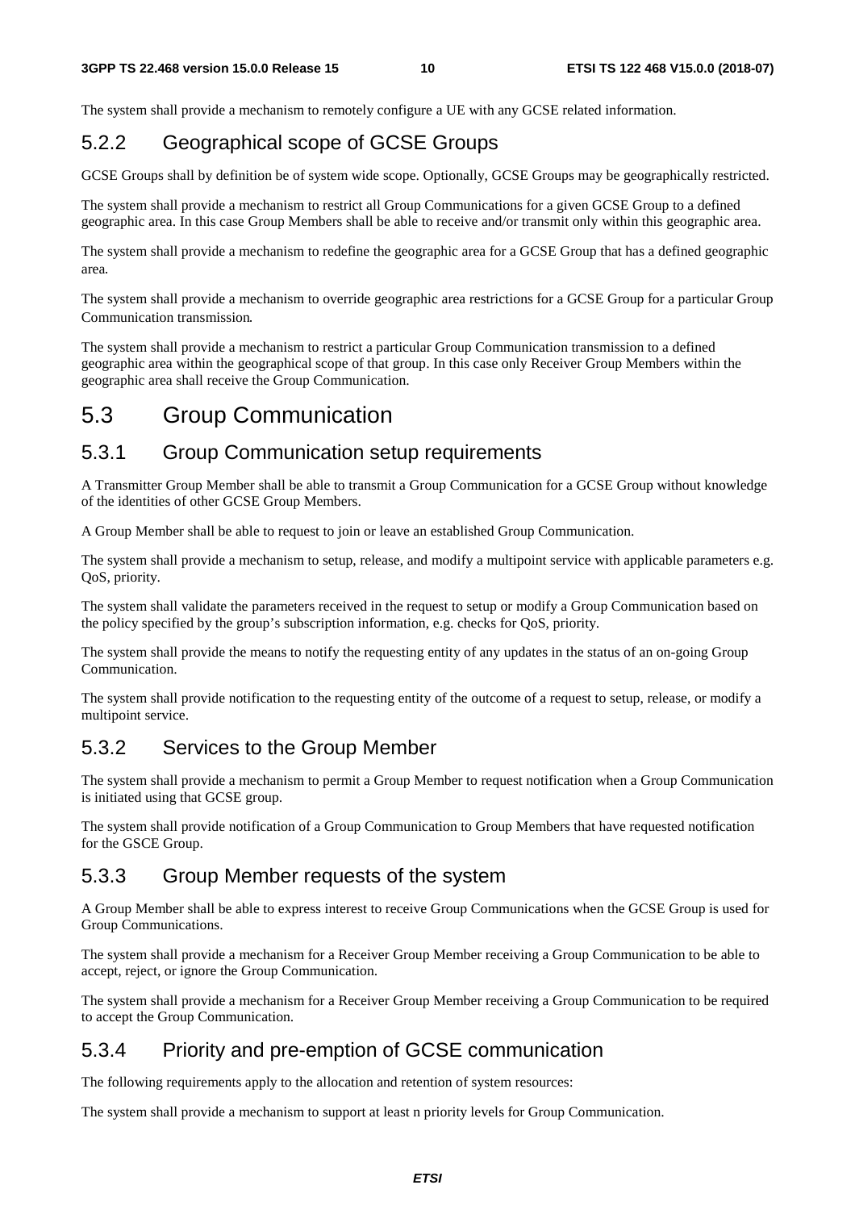The system shall provide a mechanism to remotely configure a UE with any GCSE related information.

### 5.2.2 Geographical scope of GCSE Groups

GCSE Groups shall by definition be of system wide scope. Optionally, GCSE Groups may be geographically restricted.

The system shall provide a mechanism to restrict all Group Communications for a given GCSE Group to a defined geographic area. In this case Group Members shall be able to receive and/or transmit only within this geographic area.

The system shall provide a mechanism to redefine the geographic area for a GCSE Group that has a defined geographic area.

The system shall provide a mechanism to override geographic area restrictions for a GCSE Group for a particular Group Communication transmission.

The system shall provide a mechanism to restrict a particular Group Communication transmission to a defined geographic area within the geographical scope of that group. In this case only Receiver Group Members within the geographic area shall receive the Group Communication.

## 5.3 Group Communication

### 5.3.1 Group Communication setup requirements

A Transmitter Group Member shall be able to transmit a Group Communication for a GCSE Group without knowledge of the identities of other GCSE Group Members.

A Group Member shall be able to request to join or leave an established Group Communication.

The system shall provide a mechanism to setup, release, and modify a multipoint service with applicable parameters e.g. QoS, priority.

The system shall validate the parameters received in the request to setup or modify a Group Communication based on the policy specified by the group's subscription information, e.g. checks for QoS, priority.

The system shall provide the means to notify the requesting entity of any updates in the status of an on-going Group Communication.

The system shall provide notification to the requesting entity of the outcome of a request to setup, release, or modify a multipoint service.

### 5.3.2 Services to the Group Member

The system shall provide a mechanism to permit a Group Member to request notification when a Group Communication is initiated using that GCSE group.

The system shall provide notification of a Group Communication to Group Members that have requested notification for the GSCE Group.

### 5.3.3 Group Member requests of the system

A Group Member shall be able to express interest to receive Group Communications when the GCSE Group is used for Group Communications.

The system shall provide a mechanism for a Receiver Group Member receiving a Group Communication to be able to accept, reject, or ignore the Group Communication.

The system shall provide a mechanism for a Receiver Group Member receiving a Group Communication to be required to accept the Group Communication.

### 5.3.4 Priority and pre-emption of GCSE communication

The following requirements apply to the allocation and retention of system resources:

The system shall provide a mechanism to support at least n priority levels for Group Communication.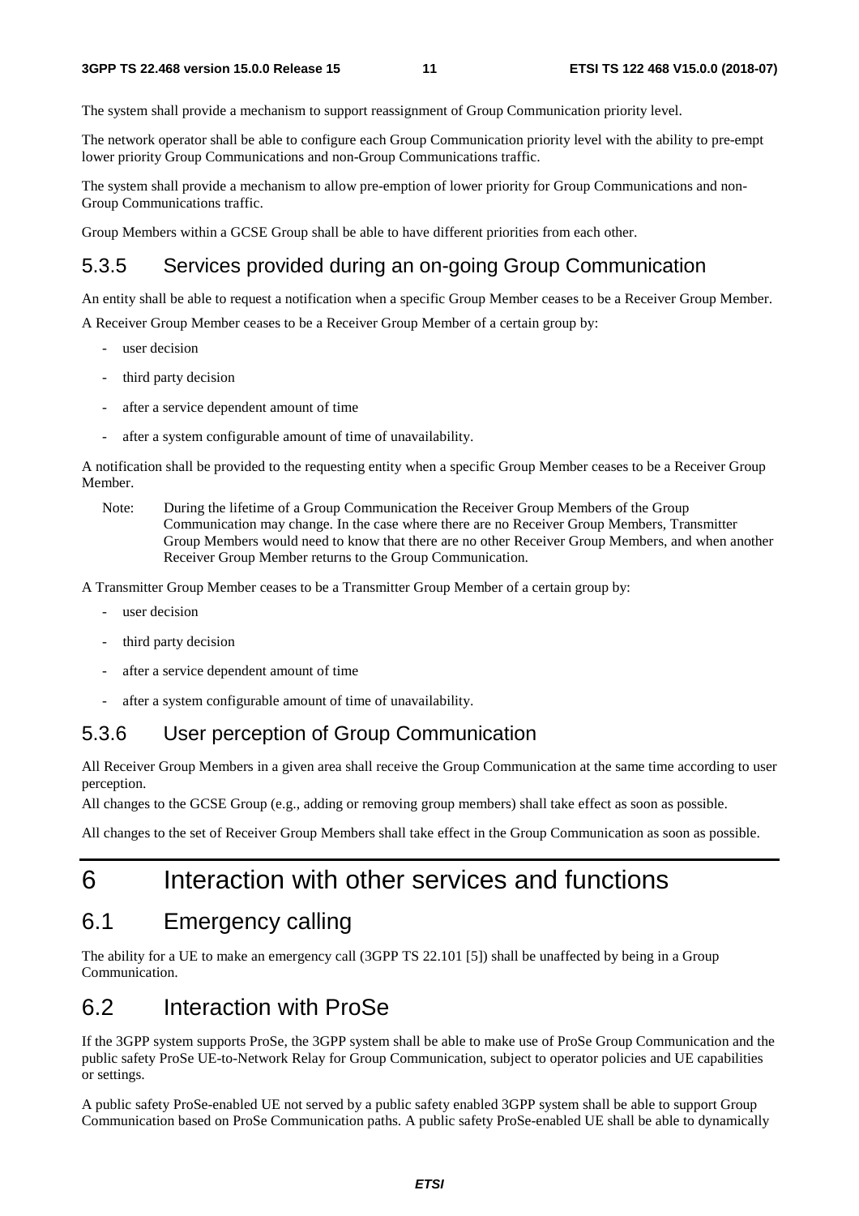The system shall provide a mechanism to support reassignment of Group Communication priority level.

The network operator shall be able to configure each Group Communication priority level with the ability to pre-empt lower priority Group Communications and non-Group Communications traffic.

The system shall provide a mechanism to allow pre-emption of lower priority for Group Communications and non-Group Communications traffic.

Group Members within a GCSE Group shall be able to have different priorities from each other.

### 5.3.5 Services provided during an on-going Group Communication

An entity shall be able to request a notification when a specific Group Member ceases to be a Receiver Group Member.

A Receiver Group Member ceases to be a Receiver Group Member of a certain group by:

- user decision
- third party decision
- after a service dependent amount of time
- after a system configurable amount of time of unavailability.

A notification shall be provided to the requesting entity when a specific Group Member ceases to be a Receiver Group Member.

Note: During the lifetime of a Group Communication the Receiver Group Members of the Group Communication may change. In the case where there are no Receiver Group Members, Transmitter Group Members would need to know that there are no other Receiver Group Members, and when another Receiver Group Member returns to the Group Communication.

A Transmitter Group Member ceases to be a Transmitter Group Member of a certain group by:

- user decision
- third party decision
- after a service dependent amount of time
- after a system configurable amount of time of unavailability.

### 5.3.6 User perception of Group Communication

All Receiver Group Members in a given area shall receive the Group Communication at the same time according to user perception.

All changes to the GCSE Group (e.g., adding or removing group members) shall take effect as soon as possible.

All changes to the set of Receiver Group Members shall take effect in the Group Communication as soon as possible.

# 6 Interaction with other services and functions

## 6.1 Emergency calling

The ability for a UE to make an emergency call (3GPP TS 22.101 [5]) shall be unaffected by being in a Group Communication.

## 6.2 Interaction with ProSe

If the 3GPP system supports ProSe, the 3GPP system shall be able to make use of ProSe Group Communication and the public safety ProSe UE-to-Network Relay for Group Communication, subject to operator policies and UE capabilities or settings.

A public safety ProSe-enabled UE not served by a public safety enabled 3GPP system shall be able to support Group Communication based on ProSe Communication paths. A public safety ProSe-enabled UE shall be able to dynamically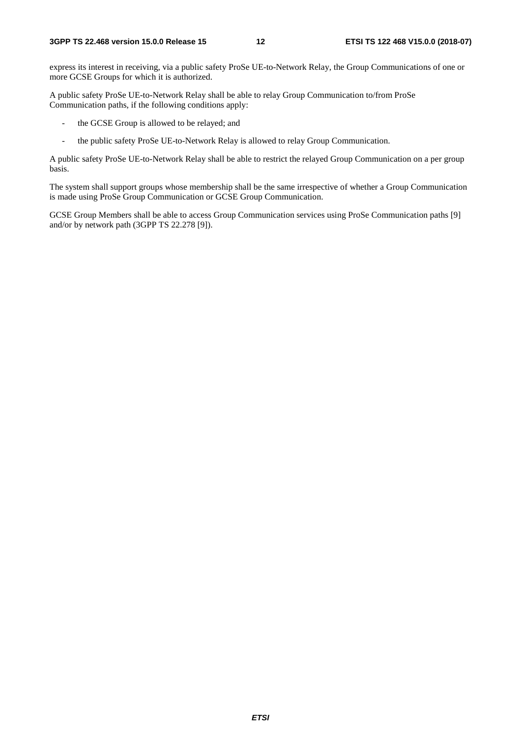express its interest in receiving, via a public safety ProSe UE-to-Network Relay, the Group Communications of one or more GCSE Groups for which it is authorized.

A public safety ProSe UE-to-Network Relay shall be able to relay Group Communication to/from ProSe Communication paths, if the following conditions apply:

- the GCSE Group is allowed to be relayed; and
- the public safety ProSe UE-to-Network Relay is allowed to relay Group Communication.

A public safety ProSe UE-to-Network Relay shall be able to restrict the relayed Group Communication on a per group basis.

The system shall support groups whose membership shall be the same irrespective of whether a Group Communication is made using ProSe Group Communication or GCSE Group Communication.

GCSE Group Members shall be able to access Group Communication services using ProSe Communication paths [9] and/or by network path (3GPP TS 22.278 [9]).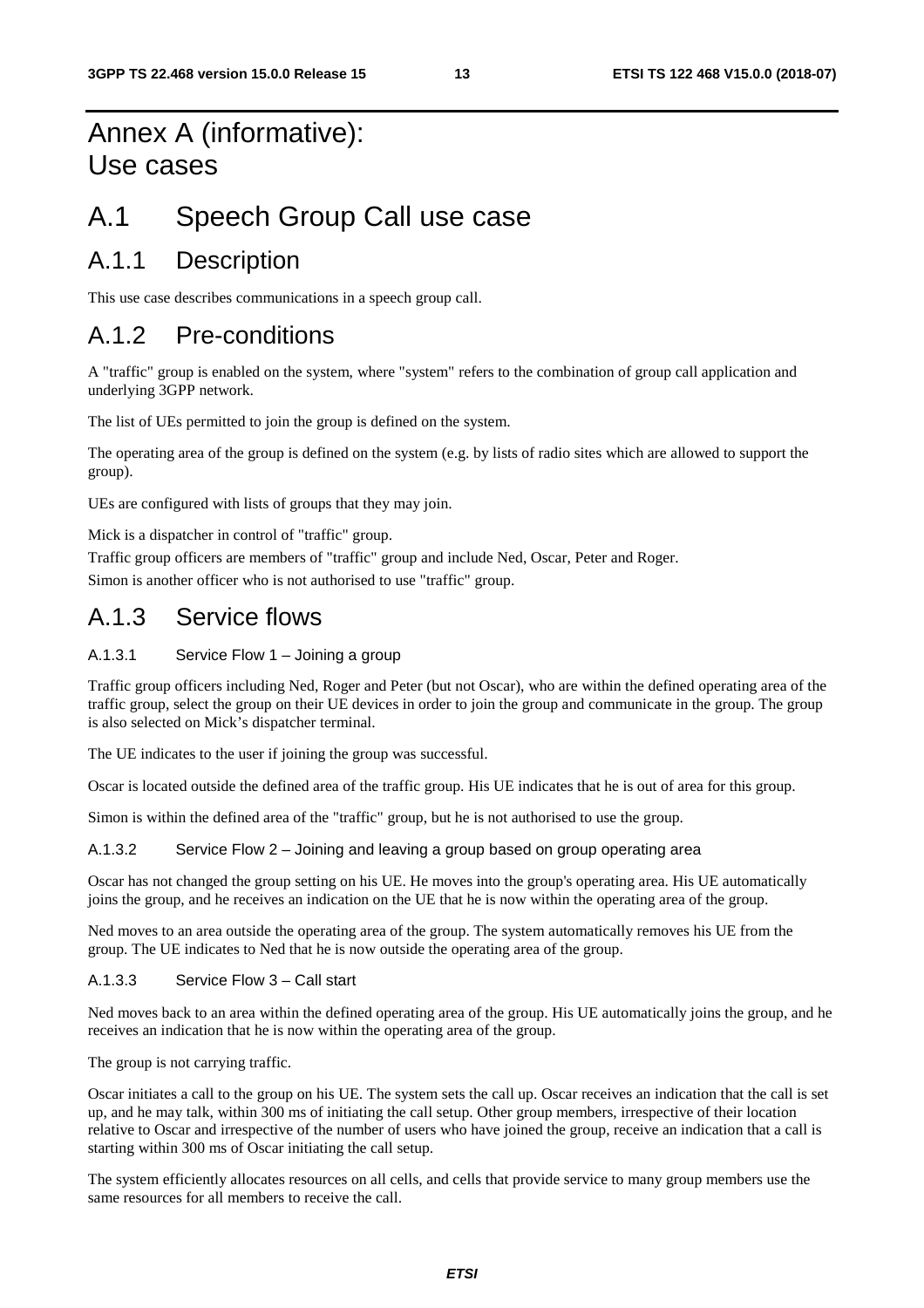# Annex A (informative): Use cases

# A.1 Speech Group Call use case

## A.1.1 Description

This use case describes communications in a speech group call.

## A.1.2 Pre-conditions

A "traffic" group is enabled on the system, where "system" refers to the combination of group call application and underlying 3GPP network.

The list of UEs permitted to join the group is defined on the system.

The operating area of the group is defined on the system (e.g. by lists of radio sites which are allowed to support the group).

UEs are configured with lists of groups that they may join.

Mick is a dispatcher in control of "traffic" group.

Traffic group officers are members of "traffic" group and include Ned, Oscar, Peter and Roger.

Simon is another officer who is not authorised to use "traffic" group.

## A.1.3 Service flows

### A.1.3.1 Service Flow 1 – Joining a group

Traffic group officers including Ned, Roger and Peter (but not Oscar), who are within the defined operating area of the traffic group, select the group on their UE devices in order to join the group and communicate in the group. The group is also selected on Mick's dispatcher terminal.

The UE indicates to the user if joining the group was successful.

Oscar is located outside the defined area of the traffic group. His UE indicates that he is out of area for this group.

Simon is within the defined area of the "traffic" group, but he is not authorised to use the group.

### A.1.3.2 Service Flow 2 – Joining and leaving a group based on group operating area

Oscar has not changed the group setting on his UE. He moves into the group's operating area. His UE automatically joins the group, and he receives an indication on the UE that he is now within the operating area of the group.

Ned moves to an area outside the operating area of the group. The system automatically removes his UE from the group. The UE indicates to Ned that he is now outside the operating area of the group.

### A.1.3.3 Service Flow 3 – Call start

Ned moves back to an area within the defined operating area of the group. His UE automatically joins the group, and he receives an indication that he is now within the operating area of the group.

The group is not carrying traffic.

Oscar initiates a call to the group on his UE. The system sets the call up. Oscar receives an indication that the call is set up, and he may talk, within 300 ms of initiating the call setup. Other group members, irrespective of their location relative to Oscar and irrespective of the number of users who have joined the group, receive an indication that a call is starting within 300 ms of Oscar initiating the call setup.

The system efficiently allocates resources on all cells, and cells that provide service to many group members use the same resources for all members to receive the call.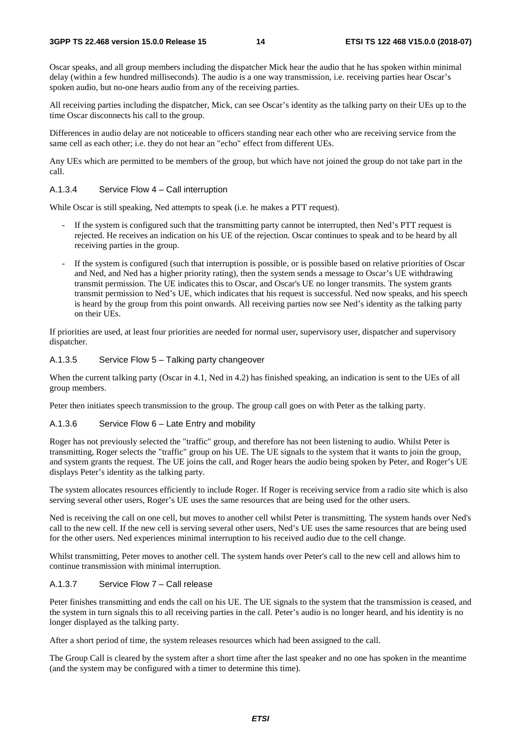Oscar speaks, and all group members including the dispatcher Mick hear the audio that he has spoken within minimal delay (within a few hundred milliseconds). The audio is a one way transmission, i.e. receiving parties hear Oscar's spoken audio, but no-one hears audio from any of the receiving parties.

All receiving parties including the dispatcher, Mick, can see Oscar's identity as the talking party on their UEs up to the time Oscar disconnects his call to the group.

Differences in audio delay are not noticeable to officers standing near each other who are receiving service from the same cell as each other; i.e. they do not hear an "echo" effect from different UEs.

Any UEs which are permitted to be members of the group, but which have not joined the group do not take part in the call.

#### A.1.3.4 Service Flow 4 – Call interruption

While Oscar is still speaking, Ned attempts to speak (i.e. he makes a PTT request).

- If the system is configured such that the transmitting party cannot be interrupted, then Ned's PTT request is rejected. He receives an indication on his UE of the rejection. Oscar continues to speak and to be heard by all receiving parties in the group.
- If the system is configured (such that interruption is possible, or is possible based on relative priorities of Oscar and Ned, and Ned has a higher priority rating), then the system sends a message to Oscar's UE withdrawing transmit permission. The UE indicates this to Oscar, and Oscar's UE no longer transmits. The system grants transmit permission to Ned's UE, which indicates that his request is successful. Ned now speaks, and his speech is heard by the group from this point onwards. All receiving parties now see Ned's identity as the talking party on their UEs.

If priorities are used, at least four priorities are needed for normal user, supervisory user, dispatcher and supervisory dispatcher.

#### A.1.3.5 Service Flow 5 – Talking party changeover

When the current talking party (Oscar in 4.1, Ned in 4.2) has finished speaking, an indication is sent to the UEs of all group members.

Peter then initiates speech transmission to the group. The group call goes on with Peter as the talking party.

#### A.1.3.6 Service Flow 6 – Late Entry and mobility

Roger has not previously selected the "traffic" group, and therefore has not been listening to audio. Whilst Peter is transmitting, Roger selects the "traffic" group on his UE. The UE signals to the system that it wants to join the group, and system grants the request. The UE joins the call, and Roger hears the audio being spoken by Peter, and Roger's UE displays Peter's identity as the talking party.

The system allocates resources efficiently to include Roger. If Roger is receiving service from a radio site which is also serving several other users, Roger's UE uses the same resources that are being used for the other users.

Ned is receiving the call on one cell, but moves to another cell whilst Peter is transmitting. The system hands over Ned's call to the new cell. If the new cell is serving several other users, Ned's UE uses the same resources that are being used for the other users. Ned experiences minimal interruption to his received audio due to the cell change.

Whilst transmitting, Peter moves to another cell. The system hands over Peter's call to the new cell and allows him to continue transmission with minimal interruption.

#### A.1.3.7 Service Flow 7 – Call release

Peter finishes transmitting and ends the call on his UE. The UE signals to the system that the transmission is ceased, and the system in turn signals this to all receiving parties in the call. Peter's audio is no longer heard, and his identity is no longer displayed as the talking party.

After a short period of time, the system releases resources which had been assigned to the call.

The Group Call is cleared by the system after a short time after the last speaker and no one has spoken in the meantime (and the system may be configured with a timer to determine this time).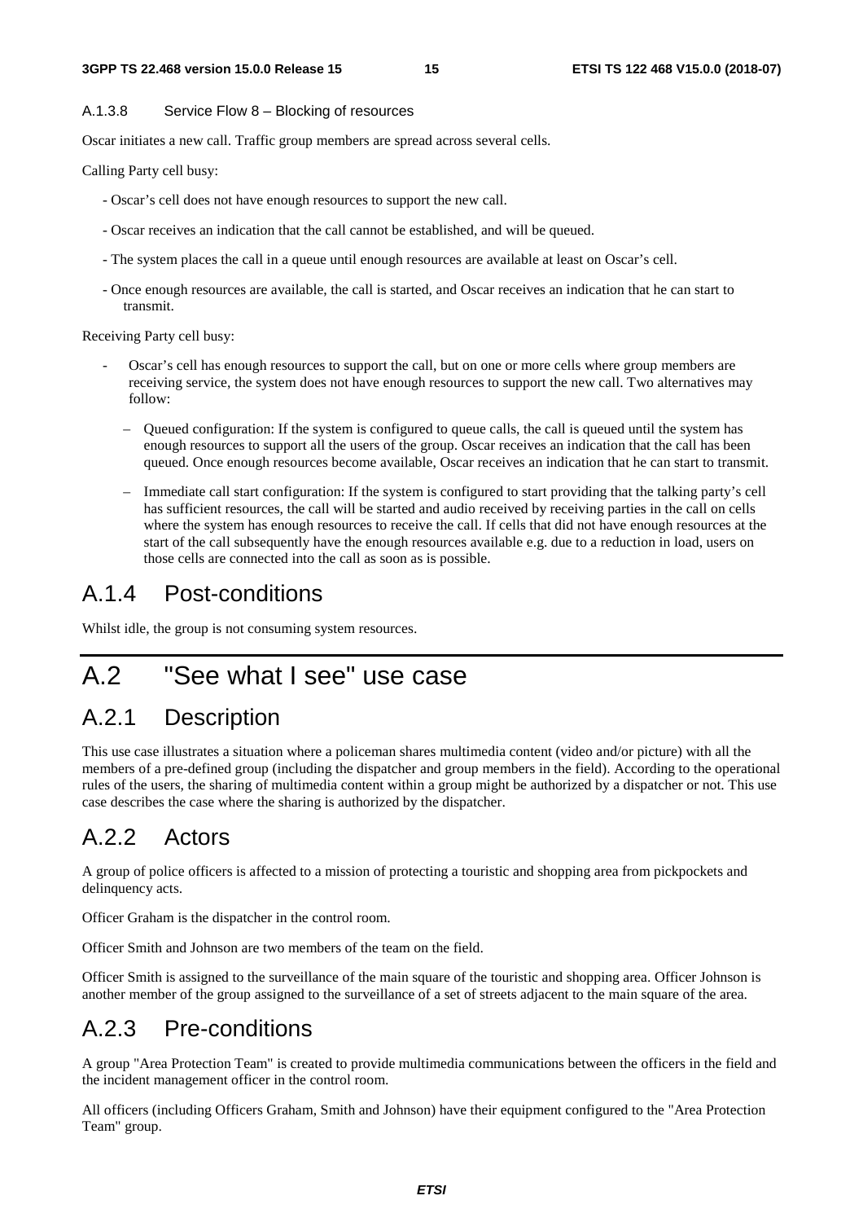#### A.1.3.8 Service Flow 8 – Blocking of resources

Oscar initiates a new call. Traffic group members are spread across several cells.

Calling Party cell busy:

- Oscar's cell does not have enough resources to support the new call.
- Oscar receives an indication that the call cannot be established, and will be queued.
- The system places the call in a queue until enough resources are available at least on Oscar's cell.
- Once enough resources are available, the call is started, and Oscar receives an indication that he can start to transmit.

Receiving Party cell busy:

- Oscar's cell has enough resources to support the call, but on one or more cells where group members are receiving service, the system does not have enough resources to support the new call. Two alternatives may follow:
  - Queued configuration: If the system is configured to queue calls, the call is queued until the system has enough resources to support all the users of the group. Oscar receives an indication that the call has been queued. Once enough resources become available, Oscar receives an indication that he can start to transmit.
  - Immediate call start configuration: If the system is configured to start providing that the talking party's cell has sufficient resources, the call will be started and audio received by receiving parties in the call on cells where the system has enough resources to receive the call. If cells that did not have enough resources at the start of the call subsequently have the enough resources available e.g. due to a reduction in load, users on those cells are connected into the call as soon as is possible.

## A.1.4 Post-conditions

Whilst idle, the group is not consuming system resources.

# A.2 "See what I see" use case

## A.2.1 Description

This use case illustrates a situation where a policeman shares multimedia content (video and/or picture) with all the members of a pre-defined group (including the dispatcher and group members in the field). According to the operational rules of the users, the sharing of multimedia content within a group might be authorized by a dispatcher or not. This use case describes the case where the sharing is authorized by the dispatcher.

## A.2.2 Actors

A group of police officers is affected to a mission of protecting a touristic and shopping area from pickpockets and delinquency acts.

Officer Graham is the dispatcher in the control room.

Officer Smith and Johnson are two members of the team on the field.

Officer Smith is assigned to the surveillance of the main square of the touristic and shopping area. Officer Johnson is another member of the group assigned to the surveillance of a set of streets adjacent to the main square of the area.

## A.2.3 Pre-conditions

A group "Area Protection Team" is created to provide multimedia communications between the officers in the field and the incident management officer in the control room.

All officers (including Officers Graham, Smith and Johnson) have their equipment configured to the "Area Protection Team" group.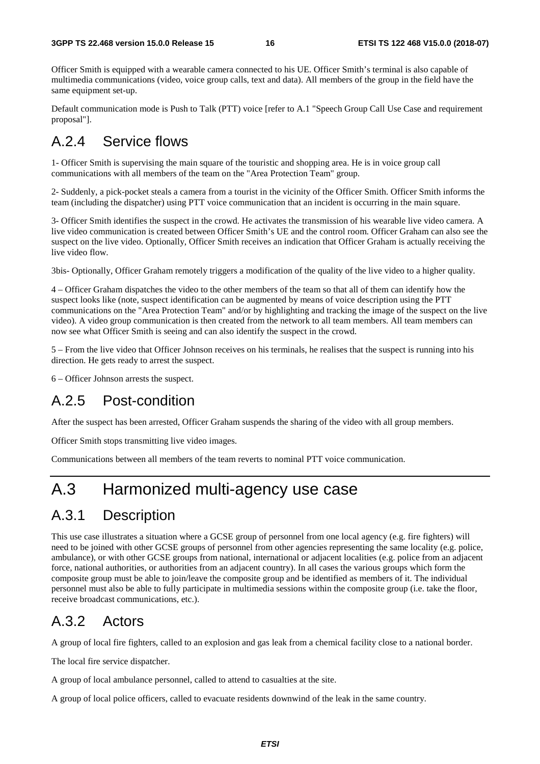Officer Smith is equipped with a wearable camera connected to his UE. Officer Smith's terminal is also capable of multimedia communications (video, voice group calls, text and data). All members of the group in the field have the same equipment set-up.

Default communication mode is Push to Talk (PTT) voice [refer to A.1 "Speech Group Call Use Case and requirement proposal"].

## A.2.4 Service flows

1- Officer Smith is supervising the main square of the touristic and shopping area. He is in voice group call communications with all members of the team on the "Area Protection Team" group.

2- Suddenly, a pick-pocket steals a camera from a tourist in the vicinity of the Officer Smith. Officer Smith informs the team (including the dispatcher) using PTT voice communication that an incident is occurring in the main square.

3- Officer Smith identifies the suspect in the crowd. He activates the transmission of his wearable live video camera. A live video communication is created between Officer Smith's UE and the control room. Officer Graham can also see the suspect on the live video. Optionally, Officer Smith receives an indication that Officer Graham is actually receiving the live video flow.

3bis- Optionally, Officer Graham remotely triggers a modification of the quality of the live video to a higher quality.

4 – Officer Graham dispatches the video to the other members of the team so that all of them can identify how the suspect looks like (note, suspect identification can be augmented by means of voice description using the PTT communications on the "Area Protection Team" and/or by highlighting and tracking the image of the suspect on the live video). A video group communication is then created from the network to all team members. All team members can now see what Officer Smith is seeing and can also identify the suspect in the crowd.

5 – From the live video that Officer Johnson receives on his terminals, he realises that the suspect is running into his direction. He gets ready to arrest the suspect.

6 – Officer Johnson arrests the suspect.

## A.2.5 Post-condition

After the suspect has been arrested, Officer Graham suspends the sharing of the video with all group members.

Officer Smith stops transmitting live video images.

Communications between all members of the team reverts to nominal PTT voice communication.

# A.3 Harmonized multi-agency use case

## A.3.1 Description

This use case illustrates a situation where a GCSE group of personnel from one local agency (e.g. fire fighters) will need to be joined with other GCSE groups of personnel from other agencies representing the same locality (e.g. police, ambulance), or with other GCSE groups from national, international or adjacent localities (e.g. police from an adjacent force, national authorities, or authorities from an adjacent country). In all cases the various groups which form the composite group must be able to join/leave the composite group and be identified as members of it. The individual personnel must also be able to fully participate in multimedia sessions within the composite group (i.e. take the floor, receive broadcast communications, etc.).

## A.3.2 Actors

A group of local fire fighters, called to an explosion and gas leak from a chemical facility close to a national border.

The local fire service dispatcher.

A group of local ambulance personnel, called to attend to casualties at the site.

A group of local police officers, called to evacuate residents downwind of the leak in the same country.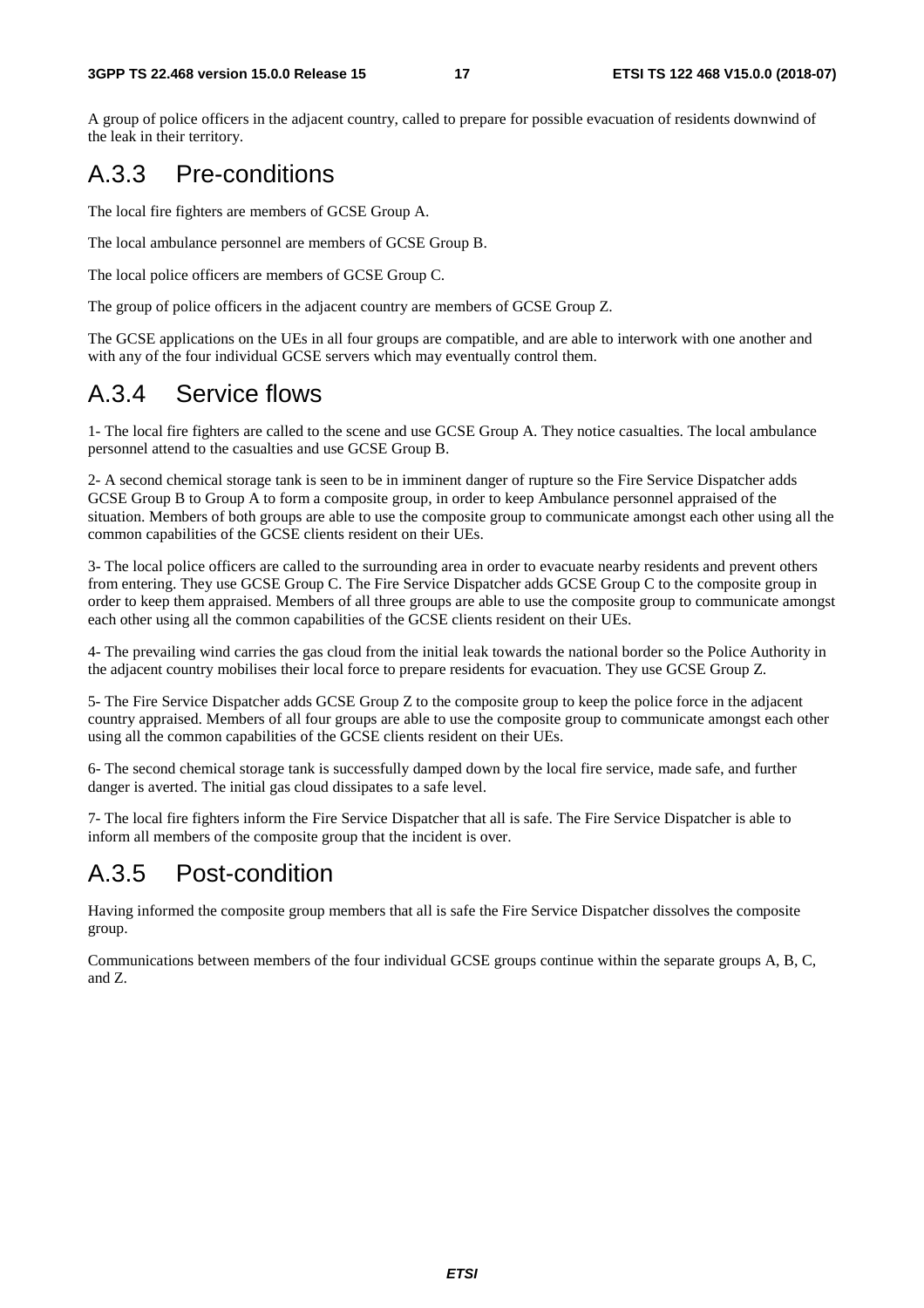A group of police officers in the adjacent country, called to prepare for possible evacuation of residents downwind of the leak in their territory.

## A.3.3 Pre-conditions

The local fire fighters are members of GCSE Group A.

The local ambulance personnel are members of GCSE Group B.

The local police officers are members of GCSE Group C.

The group of police officers in the adjacent country are members of GCSE Group Z.

The GCSE applications on the UEs in all four groups are compatible, and are able to interwork with one another and with any of the four individual GCSE servers which may eventually control them.

## A.3.4 Service flows

1- The local fire fighters are called to the scene and use GCSE Group A. They notice casualties. The local ambulance personnel attend to the casualties and use GCSE Group B.

2- A second chemical storage tank is seen to be in imminent danger of rupture so the Fire Service Dispatcher adds GCSE Group B to Group A to form a composite group, in order to keep Ambulance personnel appraised of the situation. Members of both groups are able to use the composite group to communicate amongst each other using all the common capabilities of the GCSE clients resident on their UEs.

3- The local police officers are called to the surrounding area in order to evacuate nearby residents and prevent others from entering. They use GCSE Group C. The Fire Service Dispatcher adds GCSE Group C to the composite group in order to keep them appraised. Members of all three groups are able to use the composite group to communicate amongst each other using all the common capabilities of the GCSE clients resident on their UEs.

4- The prevailing wind carries the gas cloud from the initial leak towards the national border so the Police Authority in the adjacent country mobilises their local force to prepare residents for evacuation. They use GCSE Group Z.

5- The Fire Service Dispatcher adds GCSE Group Z to the composite group to keep the police force in the adjacent country appraised. Members of all four groups are able to use the composite group to communicate amongst each other using all the common capabilities of the GCSE clients resident on their UEs.

6- The second chemical storage tank is successfully damped down by the local fire service, made safe, and further danger is averted. The initial gas cloud dissipates to a safe level.

7- The local fire fighters inform the Fire Service Dispatcher that all is safe. The Fire Service Dispatcher is able to inform all members of the composite group that the incident is over.

## A.3.5 Post-condition

Having informed the composite group members that all is safe the Fire Service Dispatcher dissolves the composite group.

Communications between members of the four individual GCSE groups continue within the separate groups A, B, C, and Z.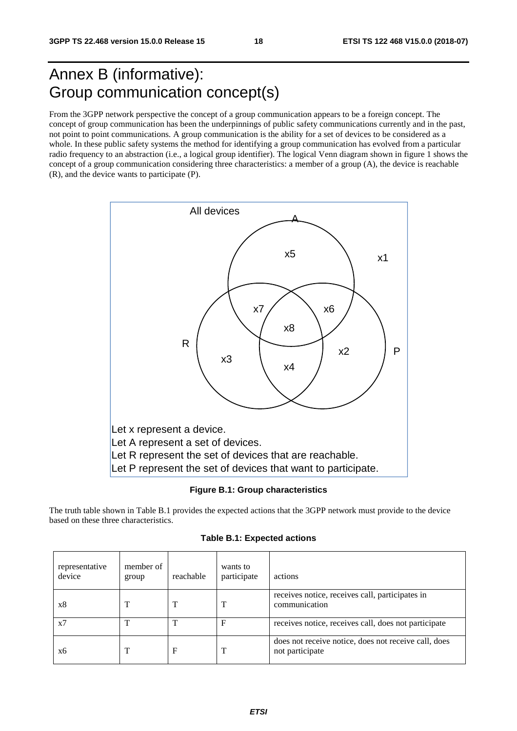# Annex B (informative): Group communication concept(s)

From the 3GPP network perspective the concept of a group communication appears to be a foreign concept. The concept of group communication has been the underpinnings of public safety communications currently and in the past, not point to point communications. A group communication is the ability for a set of devices to be considered as a whole. In these public safety systems the method for identifying a group communication has evolved from a particular radio frequency to an abstraction (i.e., a logical group identifier). The logical Venn diagram shown in figure 1 shows the concept of a group communication considering three characteristics: a member of a group (A), the device is reachable (R), and the device wants to participate (P).

All devices

A

x5

x1

x7

x6

x8

R

x3

x4

x2

P

Let x represent a device.
Let A represent a set of devices.
Let R represent the set of devices that are reachable.
Let P represent the set of devices that want to participate.

**Figure B.1: Group characteristics**

The truth table shown in Table B.1 provides the expected actions that the 3GPP network must provide to the device based on these three characteristics.

**Table B.1: Expected actions**

| representative device | member of group | reachable | wants to participate | actions |
|---|---|---|---|---|
| x8 | T | T | T | receives notice, receives call, participates in communication |
| x7 | T | T | F | receives notice, receives call, does not participate |
| x6 | T | F | T | does not receive notice, does not receive call, does not participate |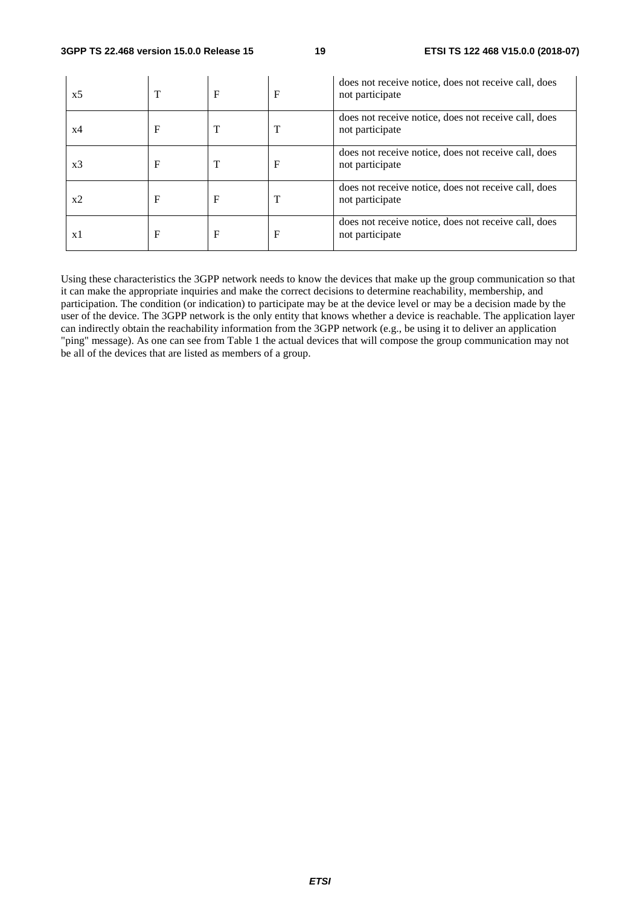| | | | | |
|---|---|---|---|---|
| x5 | T | F | F | does not receive notice, does not receive call, does not participate |
| x4 | F | T | T | does not receive notice, does not receive call, does not participate |
| x3 | F | T | F | does not receive notice, does not receive call, does not participate |
| x2 | F | F | T | does not receive notice, does not receive call, does not participate |
| x1 | F | F | F | does not receive notice, does not receive call, does not participate |

Using these characteristics the 3GPP network needs to know the devices that make up the group communication so that it can make the appropriate inquiries and make the correct decisions to determine reachability, membership, and participation. The condition (or indication) to participate may be at the device level or may be a decision made by the user of the device. The 3GPP network is the only entity that knows whether a device is reachable. The application layer can indirectly obtain the reachability information from the 3GPP network (e.g., be using it to deliver an application "ping" message). As one can see from Table 1 the actual devices that will compose the group communication may not be all of the devices that are listed as members of a group.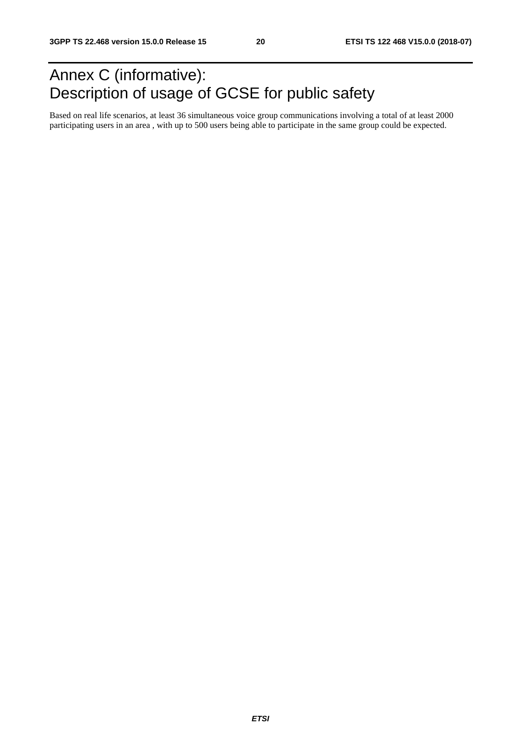# Annex C (informative): Description of usage of GCSE for public safety

Based on real life scenarios, at least 36 simultaneous voice group communications involving a total of at least 2000 participating users in an area , with up to 500 users being able to participate in the same group could be expected.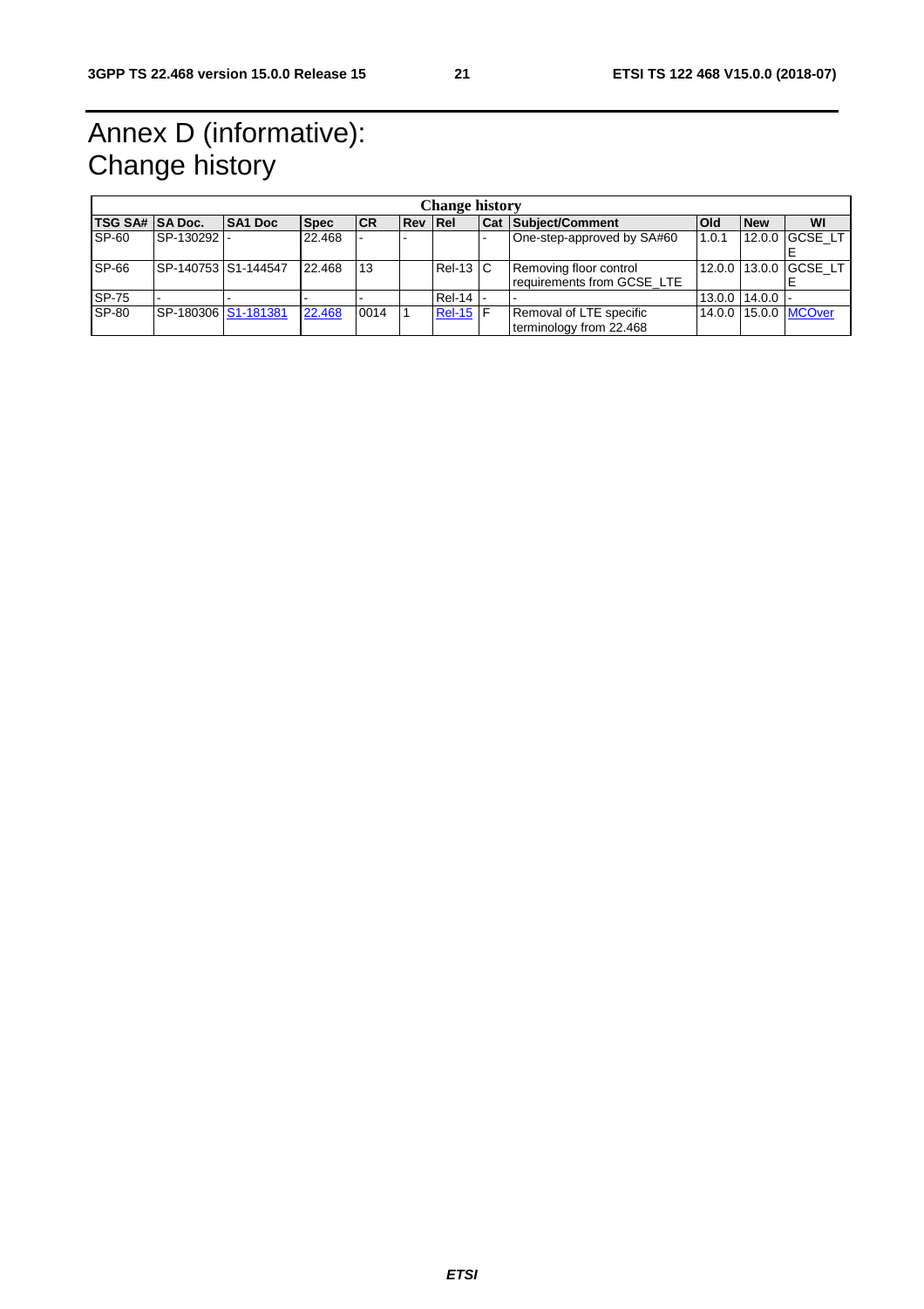# Annex D (informative): Change history

| Change history | | | | | | | | | | | |
|---|---|---|---|---|---|---|---|---|---|---|---|
| **TSG SA#** | **SA Doc.** | **SA1 Doc** | **Spec** | **CR** | **Rev** | **Rel** | **Cat** | **Subject/Comment** | **Old** | **New** | **WI** |
| SP-60 | SP-130292 | - | 22.468 | - | - | | - | One-step-approved by SA#60 | 1.0.1 | 12.0.0 | GCSE_LTE |
| SP-66 | SP-140753 | S1-144547 | 22.468 | 13 | | Rel-13 | C | Removing floor control requirements from GCSE_LTE | 12.0.0 | 13.0.0 | GCSE_LTE |
| SP-75 | - | - | - | - | | Rel-14 | - | - | 13.0.0 | 14.0.0 | - |
| SP-80 | SP-180306 | S1-181381 | 22.468 | 0014 | 1 | Rel-15 | F | Removal of LTE specific terminology from 22.468 | 14.0.0 | 15.0.0 | MCOver |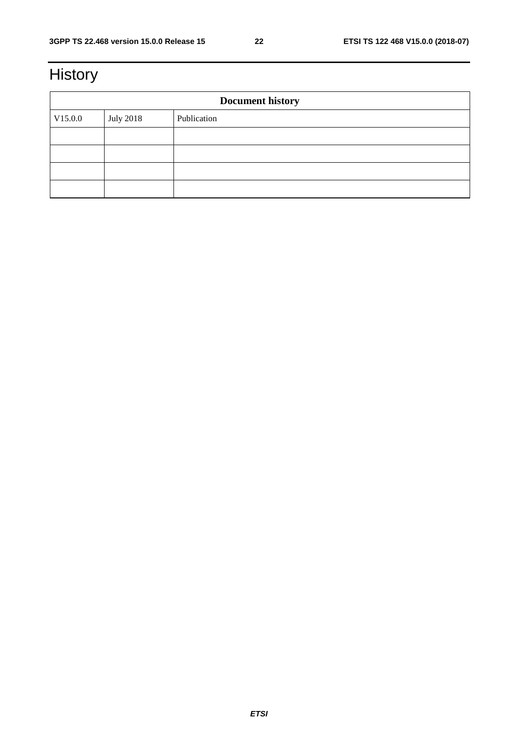# History

| Document history | | |
|---|---|---|
| V15.0.0 | July 2018 | Publication |
| | | |
| | | |
| | | |
| | | |